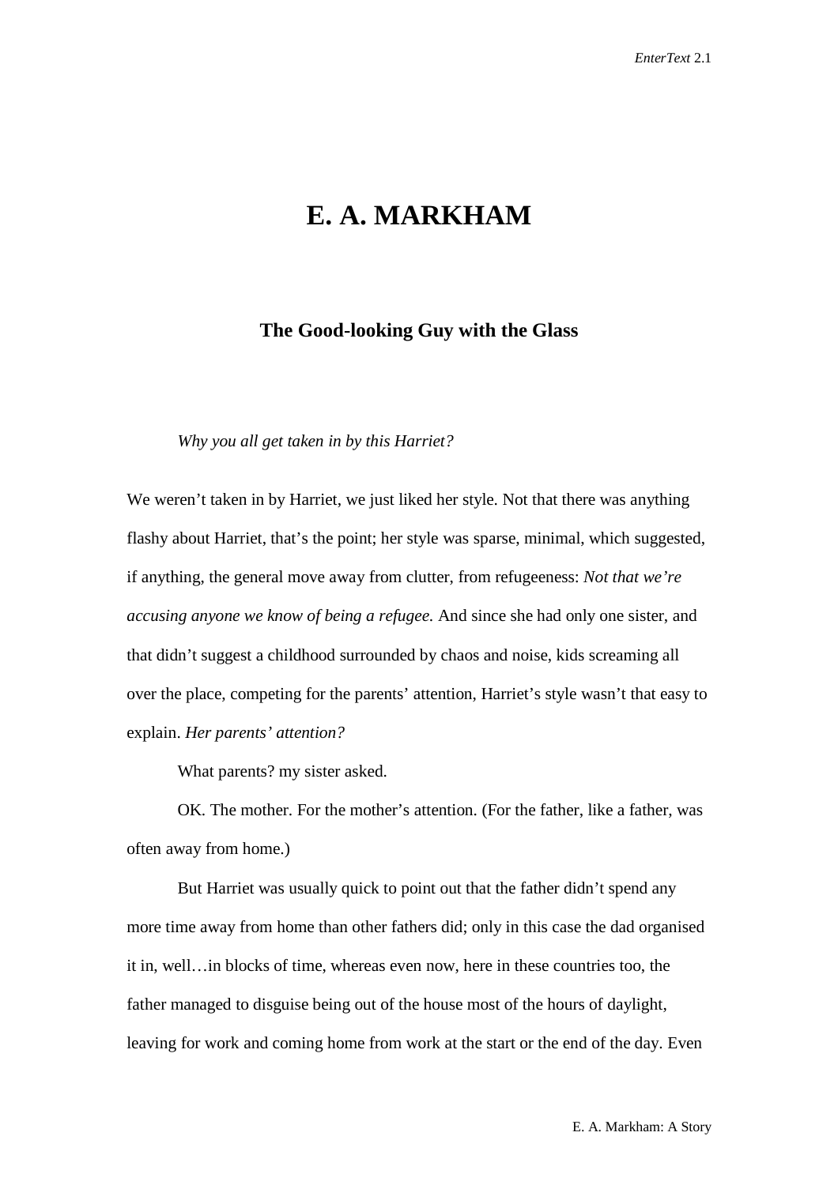# E. A. MARKHAM

## The Good-looking Guy with the Glass

*Why you all get taken in by this Harriet?*

We weren't taken in by Harriet, we just liked her style. Not that there was anything flashy about Harriet, that's the point; her style was sparse, minimal, which suggested, if anything, the general move away from clutter, from refugeeness: *Not that we're accusing anyone we know of being a refugee.* And since she had only one sister, and that didn't suggest a childhood surrounded by chaos and noise, kids screaming all over the place, competing for the parents' attention, Harriet's style wasn't that easy to explain. *Her parents' attention?*

What parents? my sister asked.

OK. The mother. For the mother's attention. (For the father, like a father, was often away from home.)

But Harriet was usually quick to point out that the father didn't spend any more time away from home than other fathers did; only in this case the dad organised it in, well…in blocks of time, whereas even now, here in these countries too, the father managed to disguise being out of the house most of the hours of daylight, leaving for work and coming home from work at the start or the end of the day. Even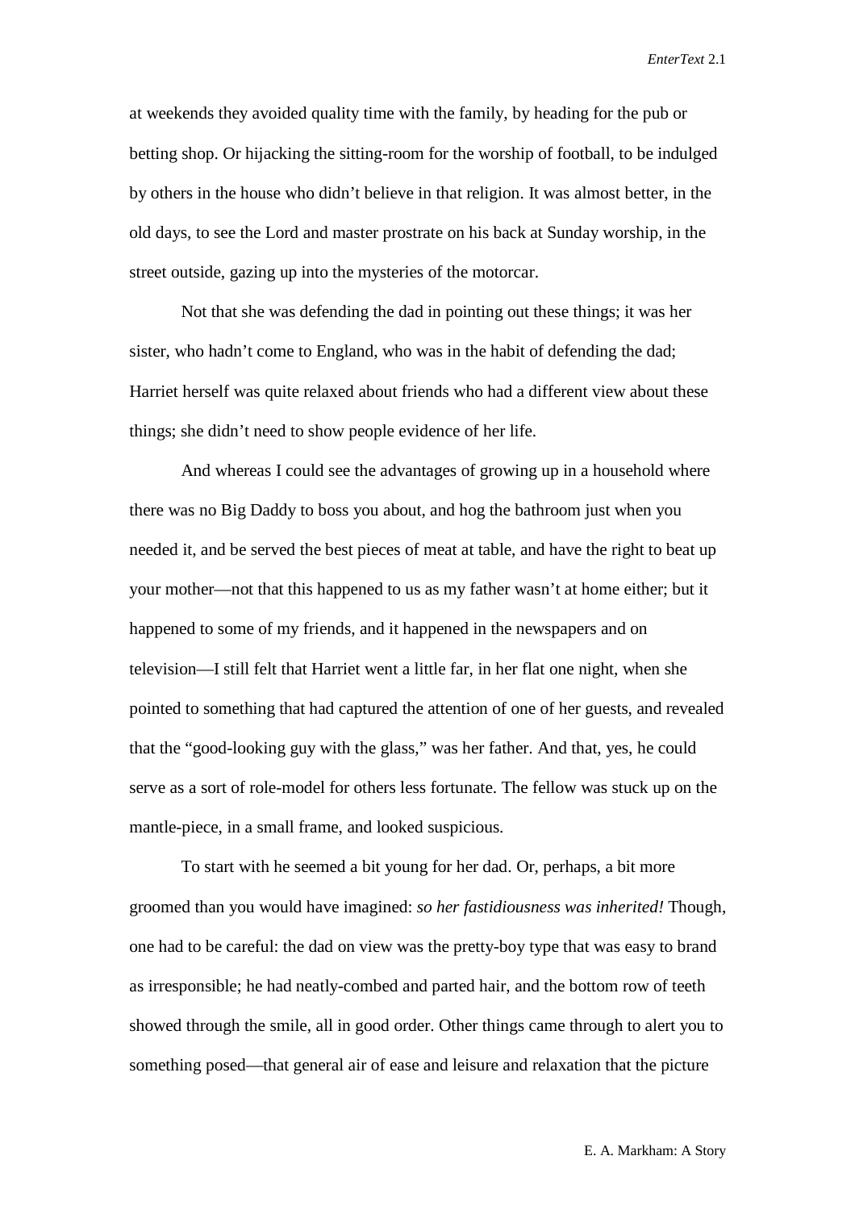at weekends they avoided quality time with the family, by heading for the pub or betting shop. Or hijacking the sitting-room for the worship of football, to be indulged by others in the house who didn't believe in that religion. It was almost better, in the old days, to see the Lord and master prostrate on his back at Sunday worship, in the street outside, gazing up into the mysteries of the motorcar.

Not that she was defending the dad in pointing out these things; it was her sister, who hadn't come to England, who was in the habit of defending the dad; Harriet herself was quite relaxed about friends who had a different view about these things; she didn't need to show people evidence of her life.

And whereas I could see the advantages of growing up in a household where there was no Big Daddy to boss you about, and hog the bathroom just when you needed it, and be served the best pieces of meat at table, and have the right to beat up your mother—not that this happened to us as my father wasn't at home either; but it happened to some of my friends, and it happened in the newspapers and on television—I still felt that Harriet went a little far, in her flat one night, when she pointed to something that had captured the attention of one of her guests, and revealed that the "good-looking guy with the glass," was her father. And that, yes, he could serve as a sort of role-model for others less fortunate. The fellow was stuck up on the mantle-piece, in a small frame, and looked suspicious.

To start with he seemed a bit young for her dad. Or, perhaps, a bit more groomed than you would have imagined: *so her fastidiousness was inherited!* Though, one had to be careful: the dad on view was the pretty-boy type that was easy to brand as irresponsible; he had neatly-combed and parted hair, and the bottom row of teeth showed through the smile, all in good order. Other things came through to alert you to something posed—that general air of ease and leisure and relaxation that the picture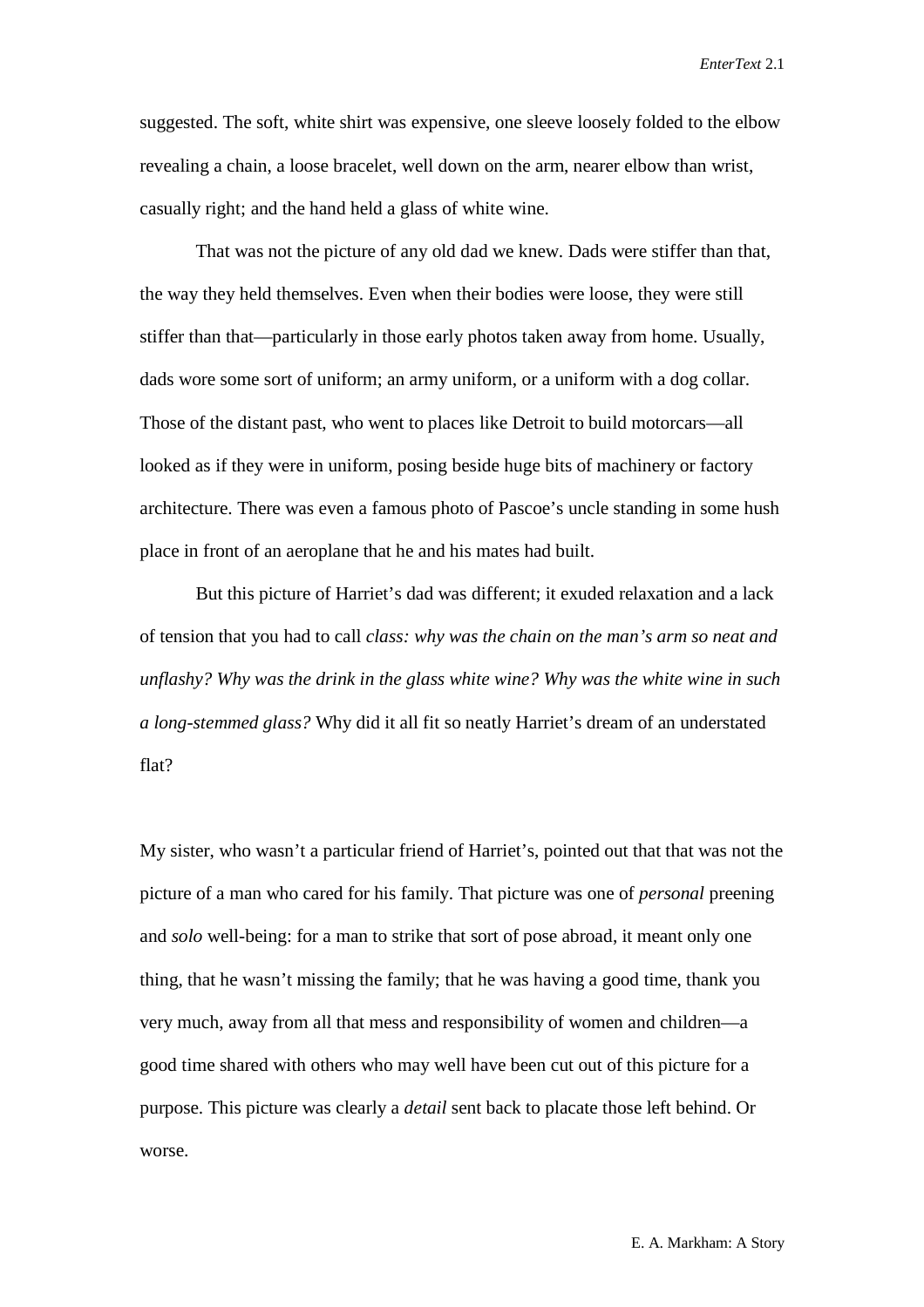suggested. The soft, white shirt was expensive, one sleeve loosely folded to the elbow revealing a chain, a loose bracelet, well down on the arm, nearer elbow than wrist, casually right; and the hand held a glass of white wine.

That was not the picture of any old dad we knew. Dads were stiffer than that, the way they held themselves. Even when their bodies were loose, they were still stiffer than that—particularly in those early photos taken away from home. Usually, dads wore some sort of uniform; an army uniform, or a uniform with a dog collar. Those of the distant past, who went to places like Detroit to build motorcars—all looked as if they were in uniform, posing beside huge bits of machinery or factory architecture. There was even a famous photo of Pascoe's uncle standing in some hush place in front of an aeroplane that he and his mates had built.

But this picture of Harriet's dad was different; it exuded relaxation and a lack of tension that you had to call *class: why was the chain on the man's arm so neat and unflashy? Why was the drink in the glass white wine? Why was the white wine in such a long-stemmed glass?* Why did it all fit so neatly Harriet's dream of an understated flat?

My sister, who wasn't a particular friend of Harriet's, pointed out that that was not the picture of a man who cared for his family. That picture was one of *personal* preening and *solo* well-being: for a man to strike that sort of pose abroad, it meant only one thing, that he wasn't missing the family; that he was having a good time, thank you very much, away from all that mess and responsibility of women and children—a good time shared with others who may well have been cut out of this picture for a purpose. This picture was clearly a *detail* sent back to placate those left behind. Or worse.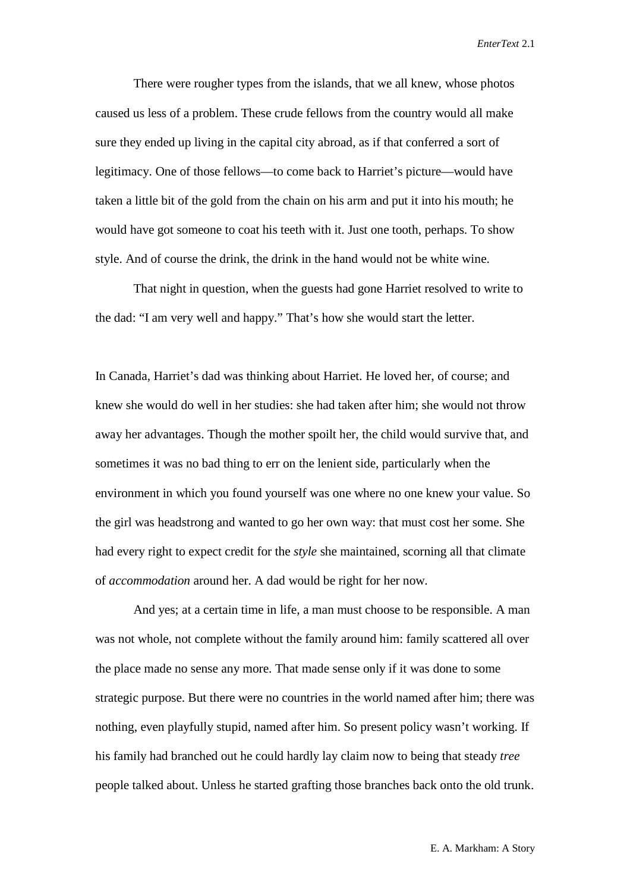There were rougher types from the islands, that we all knew, whose photos caused us less of a problem. These crude fellows from the country would all make sure they ended up living in the capital city abroad, as if that conferred a sort of legitimacy. One of those fellows—to come back to Harriet's picture—would have taken a little bit of the gold from the chain on his arm and put it into his mouth; he would have got someone to coat his teeth with it. Just one tooth, perhaps. To show style. And of course the drink, the drink in the hand would not be white wine.

That night in question, when the guests had gone Harriet resolved to write to the dad: "I am very well and happy." That's how she would start the letter.

In Canada, Harriet's dad was thinking about Harriet. He loved her, of course; and knew she would do well in her studies: she had taken after him; she would not throw away her advantages. Though the mother spoilt her, the child would survive that, and sometimes it was no bad thing to err on the lenient side, particularly when the environment in which you found yourself was one where no one knew your value. So the girl was headstrong and wanted to go her own way: that must cost her some. She had every right to expect credit for the *style* she maintained, scorning all that climate of *accommodation* around her. A dad would be right for her now.

And yes; at a certain time in life, a man must choose to be responsible. A man was not whole, not complete without the family around him: family scattered all over the place made no sense any more. That made sense only if it was done to some strategic purpose. But there were no countries in the world named after him; there was nothing, even playfully stupid, named after him. So present policy wasn't working. If his family had branched out he could hardly lay claim now to being that steady *tree* people talked about. Unless he started grafting those branches back onto the old trunk.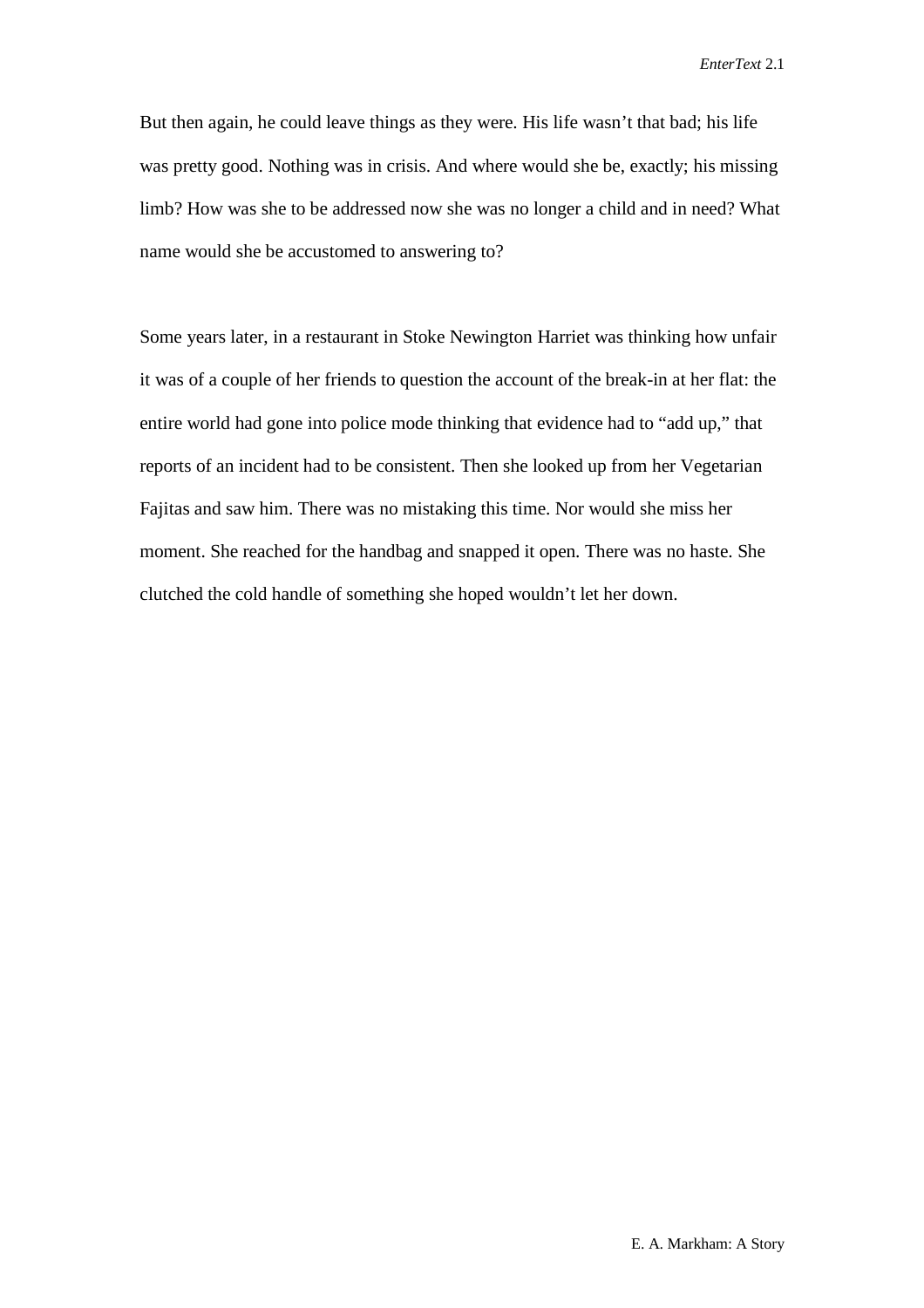But then again, he could leave things as they were. His life wasn't that bad; his life was pretty good. Nothing was in crisis. And where would she be, exactly; his missing limb? How was she to be addressed now she was no longer a child and in need? What name would she be accustomed to answering to?

Some years later, in a restaurant in Stoke Newington Harriet was thinking how unfair it was of a couple of her friends to question the account of the break-in at her flat: the entire world had gone into police mode thinking that evidence had to "add up," that reports of an incident had to be consistent. Then she looked up from her Vegetarian Fajitas and saw him. There was no mistaking this time. Nor would she miss her moment. She reached for the handbag and snapped it open. There was no haste. She clutched the cold handle of something she hoped wouldn't let her down.